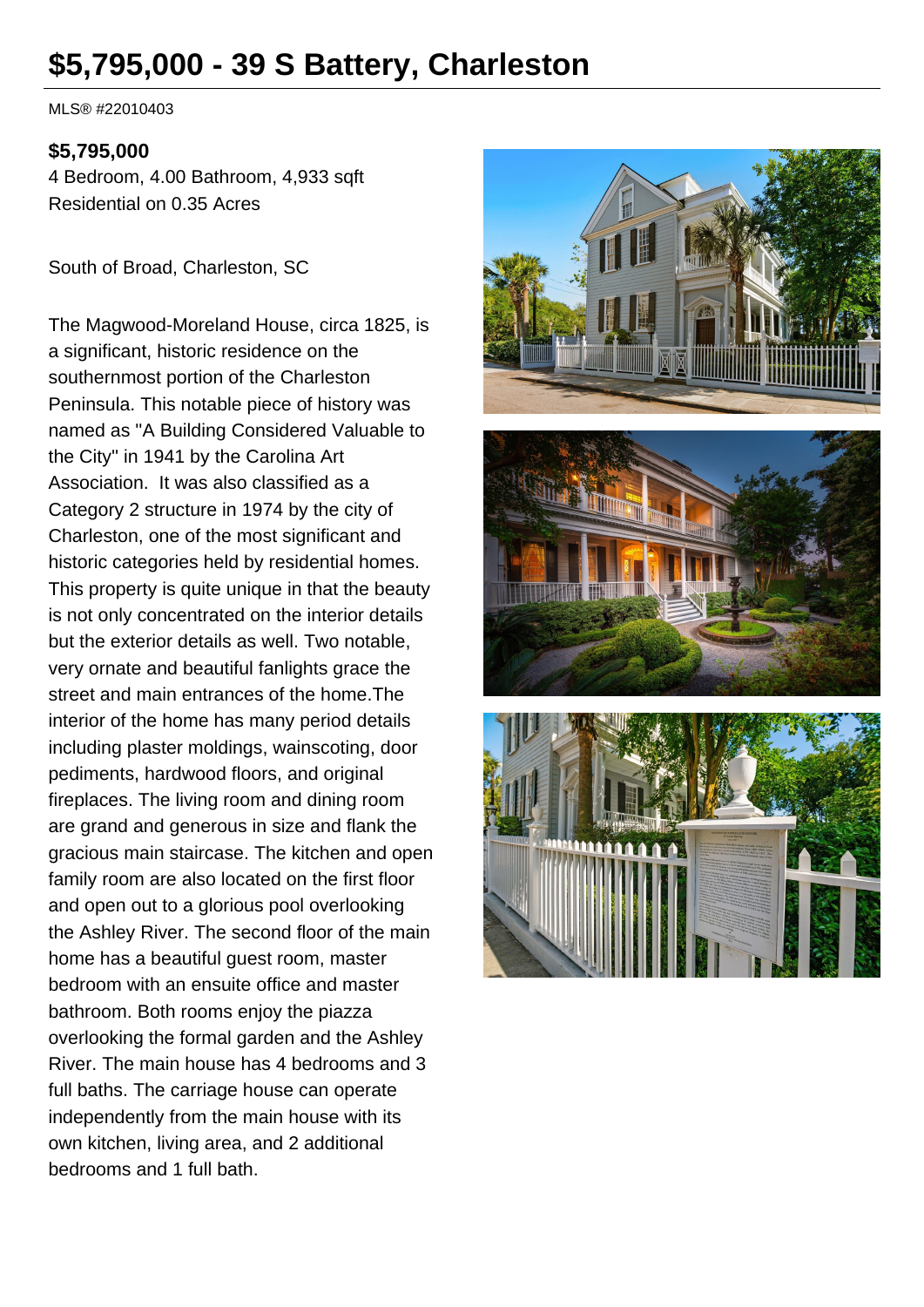# $5,795,000 - 39 S Battery, Charleston

MLS® #22010403

**$5,795,000**

4 Bedroom, 4.00 Bathroom, 4,933 sqft

Residential on 0.35 Acres

South of Broad, Charleston, SC

The Magwood-Moreland House, circa 1825, is a significant, historic residence on the southernmost portion of the Charleston Peninsula. This notable piece of history was named as "A Building Considered Valuable to the City" in 1941 by the Carolina Art Association. It was also classified as a Category 2 structure in 1974 by the city of Charleston, one of the most significant and historic categories held by residential homes. This property is quite unique in that the beauty is not only concentrated on the interior details but the exterior details as well. Two notable, very ornate and beautiful fanlights grace the street and main entrances of the home.The interior of the home has many period details including plaster moldings, wainscoting, door pediments, hardwood floors, and original fireplaces. The living room and dining room are grand and generous in size and flank the gracious main staircase. The kitchen and open family room are also located on the first floor and open out to a glorious pool overlooking the Ashley River. The second floor of the main home has a beautiful guest room, master bedroom with an ensuite office and master bathroom. Both rooms enjoy the piazza overlooking the formal garden and the Ashley River. The main house has 4 bedrooms and 3 full baths. The carriage house can operate independently from the main house with its own kitchen, living area, and 2 additional bedrooms and 1 full bath.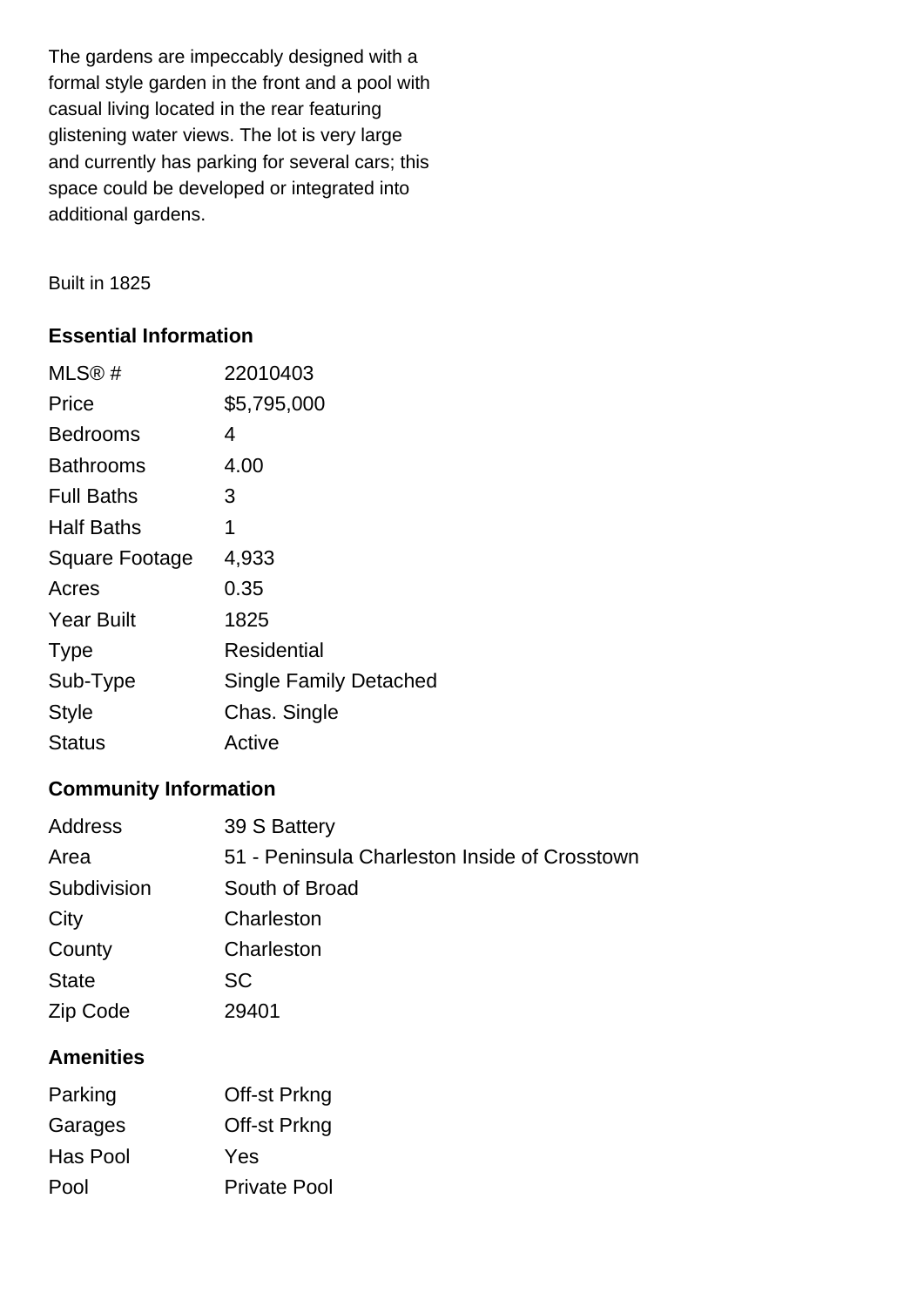The gardens are impeccably designed with a formal style garden in the front and a pool with casual living located in the rear featuring glistening water views. The lot is very large and currently has parking for several cars; this space could be developed or integrated into additional gardens.

Built in 1825

### Essential Information

| | |
|---|---|
| MLS® # | 22010403 |
| Price | $5,795,000 |
| Bedrooms | 4 |
| Bathrooms | 4.00 |
| Full Baths | 3 |
| Half Baths | 1 |
| Square Footage | 4,933 |
| Acres | 0.35 |
| Year Built | 1825 |
| Type | Residential |
| Sub-Type | Single Family Detached |
| Style | Chas. Single |
| Status | Active |

### Community Information

| | |
|---|---|
| Address | 39 S Battery |
| Area | 51 - Peninsula Charleston Inside of Crosstown |
| Subdivision | South of Broad |
| City | Charleston |
| County | Charleston |
| State | SC |
| Zip Code | 29401 |

### Amenities

| | |
|---|---|
| Parking | Off-st Prkng |
| Garages | Off-st Prkng |
| Has Pool | Yes |
| Pool | Private Pool |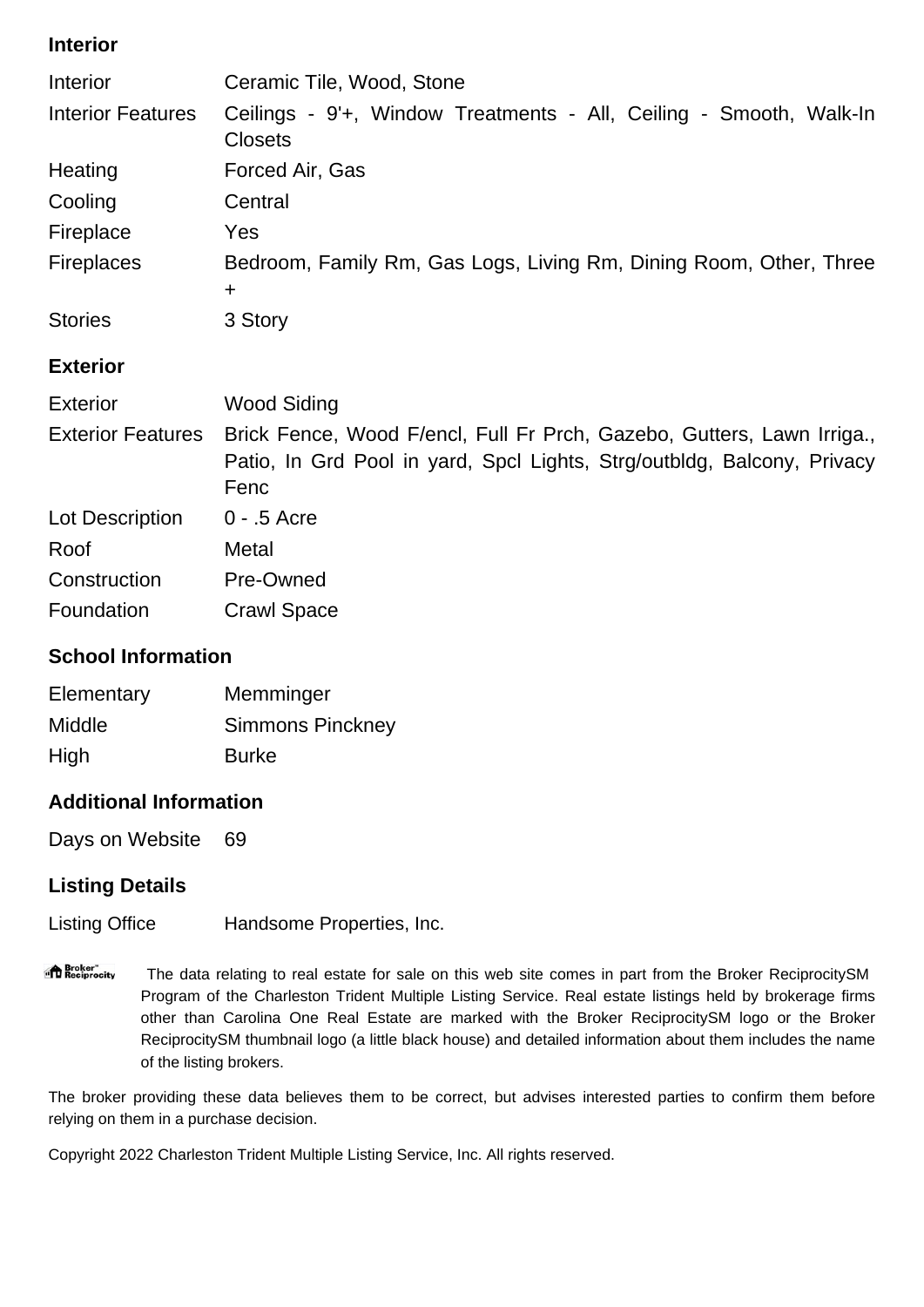## Interior

| | |
|---|---|
| Interior | Ceramic Tile, Wood, Stone |
| Interior Features | Ceilings - 9'+, Window Treatments - All, Ceiling - Smooth, Walk-In Closets |
| Heating | Forced Air, Gas |
| Cooling | Central |
| Fireplace | Yes |
| Fireplaces | Bedroom, Family Rm, Gas Logs, Living Rm, Dining Room, Other, Three + |
| Stories | 3 Story |

## Exterior

| | |
|---|---|
| Exterior | Wood Siding |
| Exterior Features | Brick Fence, Wood F/encl, Full Fr Prch, Gazebo, Gutters, Lawn Irriga., Patio, In Grd Pool in yard, Spcl Lights, Strg/outbldg, Balcony, Privacy Fenc |
| Lot Description | 0 - .5 Acre |
| Roof | Metal |
| Construction | Pre-Owned |
| Foundation | Crawl Space |

## School Information

| | |
|---|---|
| Elementary | Memminger |
| Middle | Simmons Pinckney |
| High | Burke |

## Additional Information

| | |
|---|---|
| Days on Website | 69 |

## Listing Details

| | |
|---|---|
| Listing Office | Handsome Properties, Inc. |

The data relating to real estate for sale on this web site comes in part from the Broker ReciprocitySM Program of the Charleston Trident Multiple Listing Service. Real estate listings held by brokerage firms other than Carolina One Real Estate are marked with the Broker ReciprocitySM logo or the Broker ReciprocitySM thumbnail logo (a little black house) and detailed information about them includes the name of the listing brokers.

The broker providing these data believes them to be correct, but advises interested parties to confirm them before relying on them in a purchase decision.

Copyright 2022 Charleston Trident Multiple Listing Service, Inc. All rights reserved.